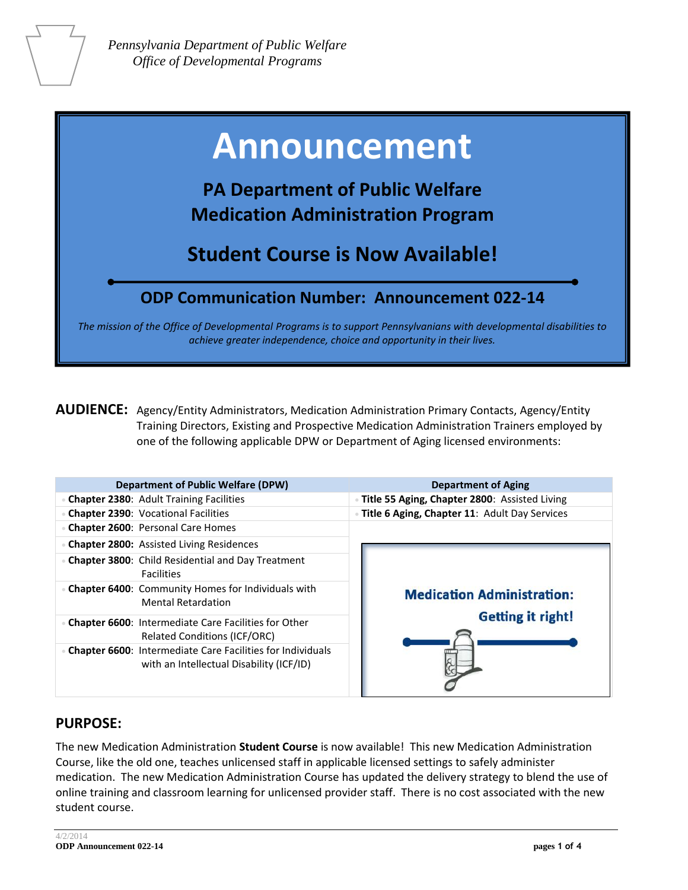*Pennsylvania Department of Public Welfare*
*Office of Developmental Programs*

# Announcement

## PA Department of Public Welfare
## Medication Administration Program

## Student Course is Now Available!

## ODP Communication Number: Announcement 022-14

*The mission of the Office of Developmental Programs is to support Pennsylvanians with developmental disabilities to achieve greater independence, choice and opportunity in their lives.*

**AUDIENCE:** Agency/Entity Administrators, Medication Administration Primary Contacts, Agency/Entity Training Directors, Existing and Prospective Medication Administration Trainers employed by one of the following applicable DPW or Department of Aging licensed environments:

| Department of Public Welfare (DPW) | Department of Aging |
|---|---|
| **Chapter 2380**: Adult Training Facilities | **Title 55 Aging, Chapter 2800**: Assisted Living |
| **Chapter 2390**: Vocational Facilities | **Title 6 Aging, Chapter 11**: Adult Day Services |
| **Chapter 2600**: Personal Care Homes | |
| **Chapter 2800:** Assisted Living Residences | |
| **Chapter 3800**: Child Residential and Day Treatment Facilities | |
| **Chapter 6400**: Community Homes for Individuals with Mental Retardation | |
| **Chapter 6600**: Intermediate Care Facilities for Other Related Conditions (ICF/ORC) | |
| **Chapter 6600**: Intermediate Care Facilities for Individuals with an Intellectual Disability (ICF/ID) | |

**Medication Administration: Getting it right!**

## PURPOSE:

The new Medication Administration **Student Course** is now available! This new Medication Administration Course, like the old one, teaches unlicensed staff in applicable licensed settings to safely administer medication. The new Medication Administration Course has updated the delivery strategy to blend the use of online training and classroom learning for unlicensed provider staff. There is no cost associated with the new student course.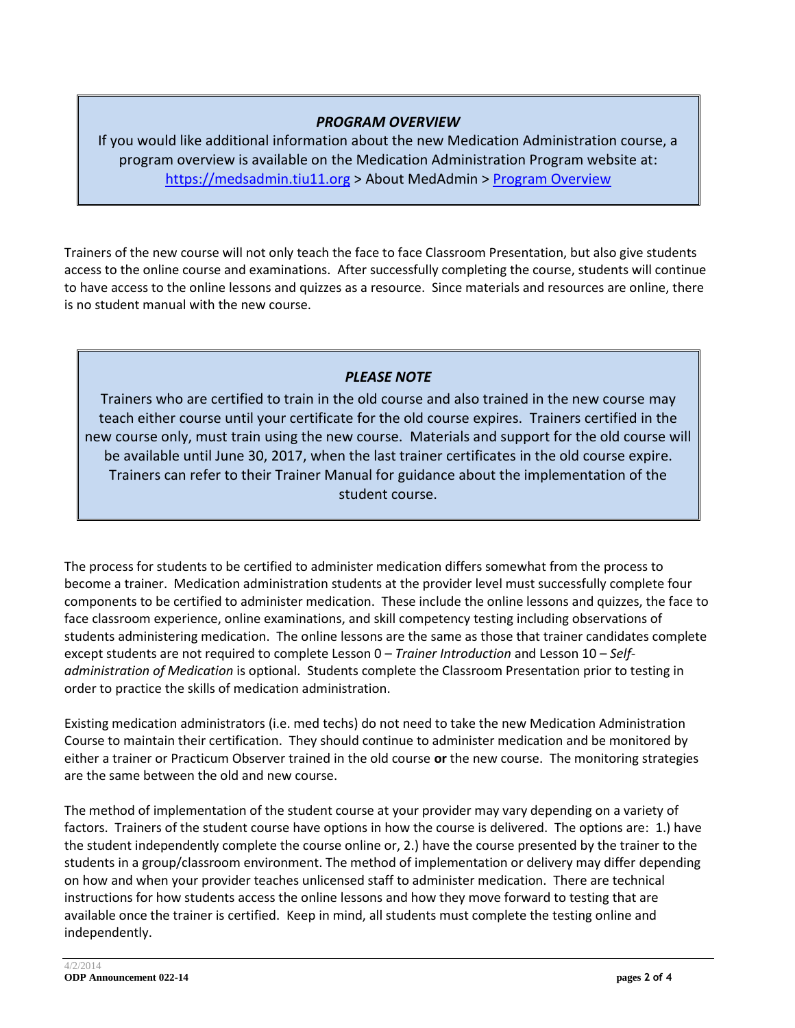### *PROGRAM OVERVIEW*

If you would like additional information about the new Medication Administration course, a program overview is available on the Medication Administration Program website at: [https://medsadmin.tiu11.org](https://medsadmin.tiu11.org) > About MedAdmin > [Program Overview]()

Trainers of the new course will not only teach the face to face Classroom Presentation, but also give students access to the online course and examinations. After successfully completing the course, students will continue to have access to the online lessons and quizzes as a resource. Since materials and resources are online, there is no student manual with the new course.

### *PLEASE NOTE*

Trainers who are certified to train in the old course and also trained in the new course may teach either course until your certificate for the old course expires. Trainers certified in the new course only, must train using the new course. Materials and support for the old course will be available until June 30, 2017, when the last trainer certificates in the old course expire. Trainers can refer to their Trainer Manual for guidance about the implementation of the student course.

The process for students to be certified to administer medication differs somewhat from the process to become a trainer. Medication administration students at the provider level must successfully complete four components to be certified to administer medication. These include the online lessons and quizzes, the face to face classroom experience, online examinations, and skill competency testing including observations of students administering medication. The online lessons are the same as those that trainer candidates complete except students are not required to complete Lesson 0 – *Trainer Introduction* and Lesson 10 – *Self-administration of Medication* is optional. Students complete the Classroom Presentation prior to testing in order to practice the skills of medication administration.

Existing medication administrators (i.e. med techs) do not need to take the new Medication Administration Course to maintain their certification. They should continue to administer medication and be monitored by either a trainer or Practicum Observer trained in the old course **or** the new course. The monitoring strategies are the same between the old and new course.

The method of implementation of the student course at your provider may vary depending on a variety of factors. Trainers of the student course have options in how the course is delivered. The options are: 1.) have the student independently complete the course online or, 2.) have the course presented by the trainer to the students in a group/classroom environment. The method of implementation or delivery may differ depending on how and when your provider teaches unlicensed staff to administer medication. There are technical instructions for how students access the online lessons and how they move forward to testing that are available once the trainer is certified. Keep in mind, all students must complete the testing online and independently.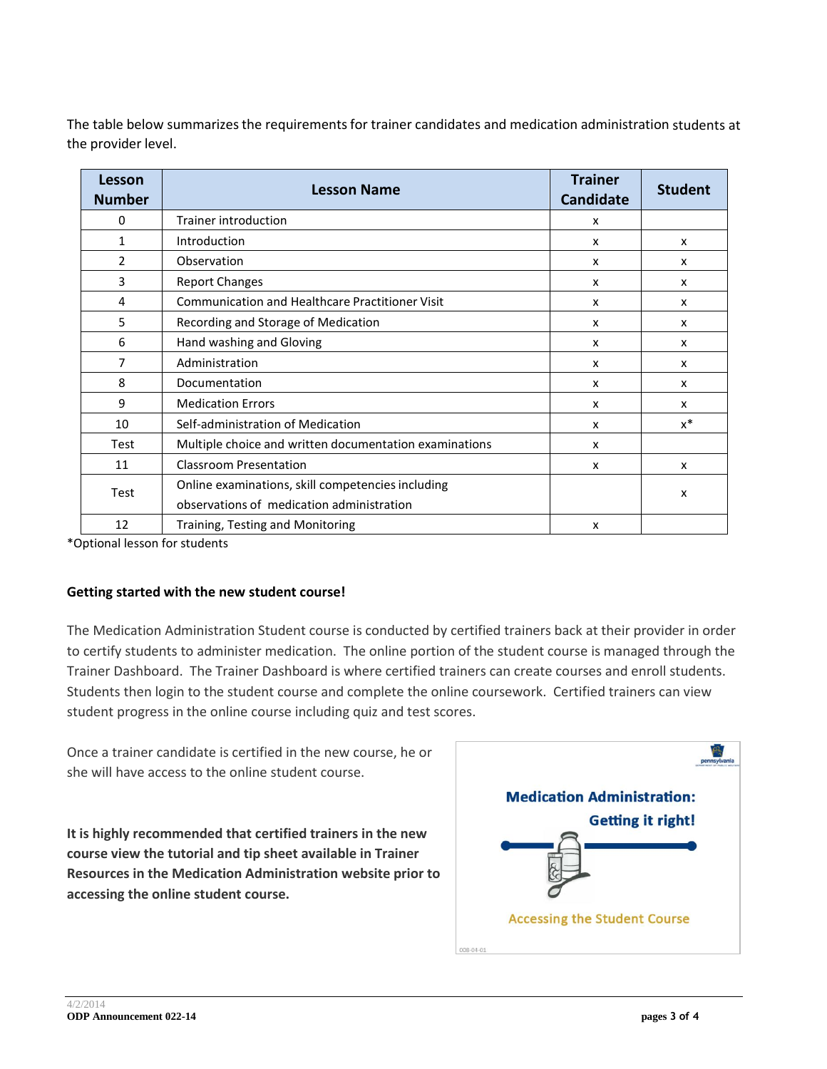The table below summarizes the requirements for trainer candidates and medication administration students at the provider level.

| Lesson Number | Lesson Name | Trainer Candidate | Student |
|---|---|---|---|
| 0 | Trainer introduction | x | |
| 1 | Introduction | x | x |
| 2 | Observation | x | x |
| 3 | Report Changes | x | x |
| 4 | Communication and Healthcare Practitioner Visit | x | x |
| 5 | Recording and Storage of Medication | x | x |
| 6 | Hand washing and Gloving | x | x |
| 7 | Administration | x | x |
| 8 | Documentation | x | x |
| 9 | Medication Errors | x | x |
| 10 | Self-administration of Medication | x | x* |
| Test | Multiple choice and written documentation examinations | x | |
| 11 | Classroom Presentation | x | x |
| Test | Online examinations, skill competencies including observations of medication administration | | x |
| 12 | Training, Testing and Monitoring | x | |

*Optional lesson for students

**Getting started with the new student course!**

The Medication Administration Student course is conducted by certified trainers back at their provider in order to certify students to administer medication. The online portion of the student course is managed through the Trainer Dashboard. The Trainer Dashboard is where certified trainers can create courses and enroll students. Students then login to the student course and complete the online coursework. Certified trainers can view student progress in the online course including quiz and test scores.

Once a trainer candidate is certified in the new course, he or she will have access to the online student course.

**It is highly recommended that certified trainers in the new course view the tutorial and tip sheet available in Trainer Resources in the Medication Administration website prior to accessing the online student course.**

Medication Administration: Getting it right!

Accessing the Student Course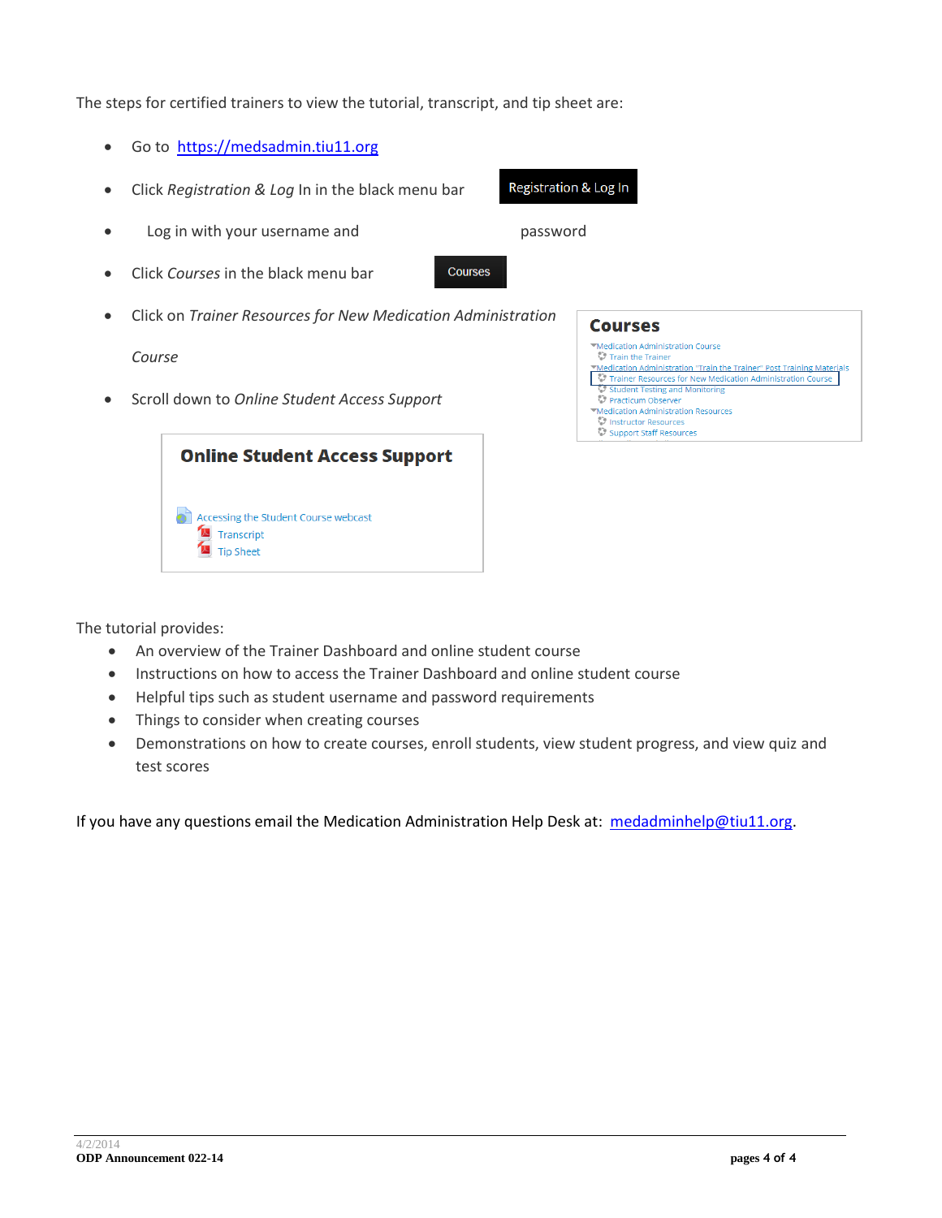The steps for certified trainers to view the tutorial, transcript, and tip sheet are:

- Go to https://medsadmin.tiu11.org
- Click *Registration & Log* In in the black menu bar  Registration & Log In
- Log in with your username and password
- Click *Courses* in the black menu bar  Courses
- Click on *Trainer Resources for New Medication Administration Course*
- Scroll down to *Online Student Access Support*

**Courses**

- Medication Administration Course
  - Train the Trainer
- Medication Administration "Train the Trainer" Post Training Materials
  - Trainer Resources for New Medication Administration Course
  - Student Testing and Monitoring
  - Practicum Observer
- Medication Administration Resources
  - Instructor Resources
  - Support Staff Resources

**Online Student Access Support**

- Accessing the Student Course webcast
  - Transcript
  - Tip Sheet

The tutorial provides:

- An overview of the Trainer Dashboard and online student course
- Instructions on how to access the Trainer Dashboard and online student course
- Helpful tips such as student username and password requirements
- Things to consider when creating courses
- Demonstrations on how to create courses, enroll students, view student progress, and view quiz and test scores

If you have any questions email the Medication Administration Help Desk at: medadminhelp@tiu11.org.